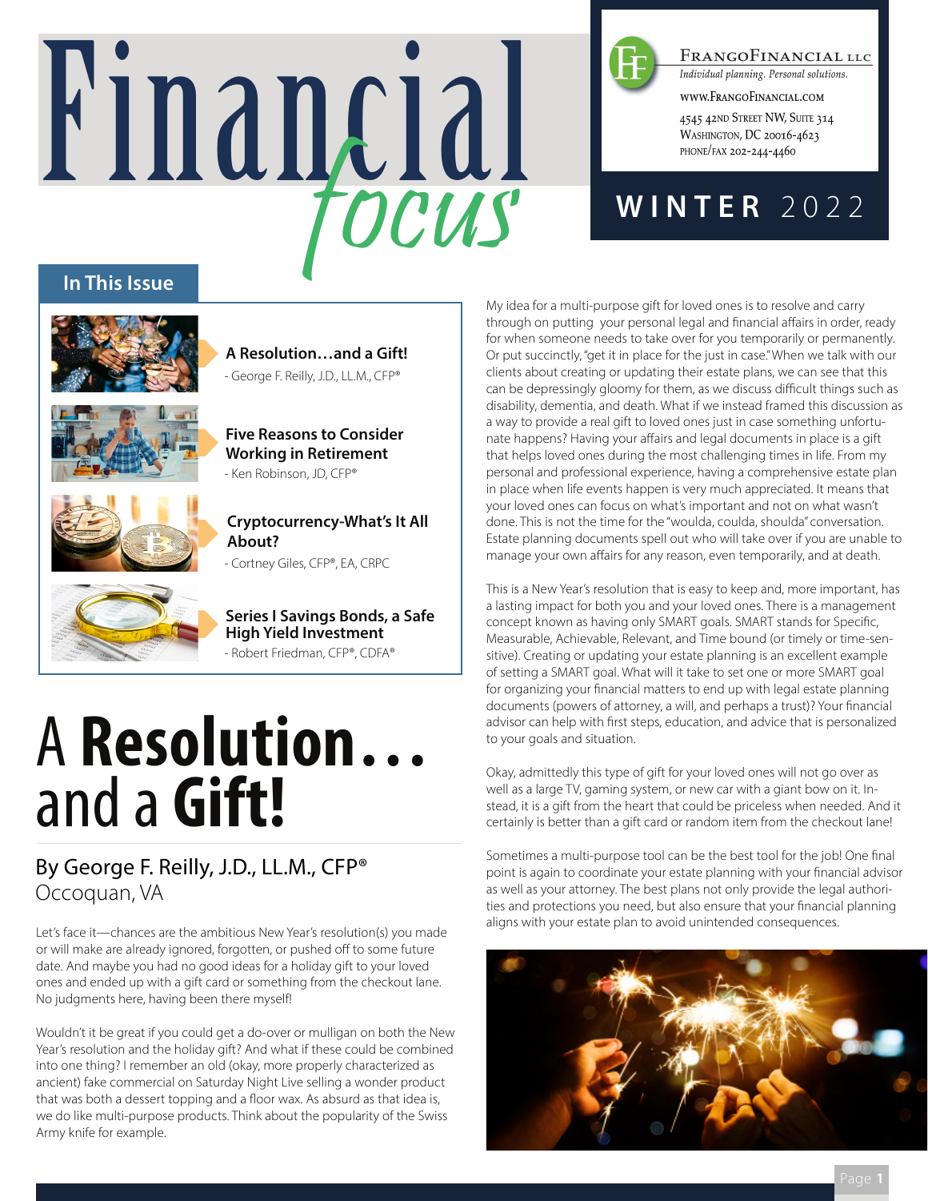# Financial *focus*

**FrangoFinancial LLC**
*Individual planning. Personal solutions.*

www.FrangoFinancial.com

4545 42nd Street NW, Suite 314
Washington, DC 20016-4623
phone/fax 202-244-4460

**WINTER** 2022

## In This Issue

**A Resolution…and a Gift!**
- George F. Reilly, J.D., LL.M., CFP®

**Five Reasons to Consider Working in Retirement**
- Ken Robinson, JD, CFP®

**Cryptocurrency-What's It All About?**
- Cortney Giles, CFP®, EA, CRPC

**Series I Savings Bonds, a Safe High Yield Investment**
- Robert Friedman, CFP®, CDFA®

# A **Resolution…** and a **Gift!**

## By George F. Reilly, J.D., LL.M., CFP®
Occoquan, VA

Let's face it—chances are the ambitious New Year's resolution(s) you made or will make are already ignored, forgotten, or pushed off to some future date. And maybe you had no good ideas for a holiday gift to your loved ones and ended up with a gift card or something from the checkout lane. No judgments here, having been there myself!

Wouldn't it be great if you could get a do-over or mulligan on both the New Year's resolution and the holiday gift? And what if these could be combined into one thing? I remember an old (okay, more properly characterized as ancient) fake commercial on Saturday Night Live selling a wonder product that was both a dessert topping and a floor wax. As absurd as that idea is, we do like multi-purpose products. Think about the popularity of the Swiss Army knife for example.

My idea for a multi-purpose gift for loved ones is to resolve and carry through on putting your personal legal and financial affairs in order, ready for when someone needs to take over for you temporarily or permanently. Or put succinctly, "get it in place for the just in case." When we talk with our clients about creating or updating their estate plans, we can see that this can be depressingly gloomy for them, as we discuss difficult things such as disability, dementia, and death. What if we instead framed this discussion as a way to provide a real gift to loved ones just in case something unfortunate happens? Having your affairs and legal documents in place is a gift that helps loved ones during the most challenging times in life. From my personal and professional experience, having a comprehensive estate plan in place when life events happen is very much appreciated. It means that your loved ones can focus on what's important and not on what wasn't done. This is not the time for the "woulda, coulda, shoulda" conversation. Estate planning documents spell out who will take over if you are unable to manage your own affairs for any reason, even temporarily, and at death.

This is a New Year's resolution that is easy to keep and, more important, has a lasting impact for both you and your loved ones. There is a management concept known as having only SMART goals. SMART stands for Specific, Measurable, Achievable, Relevant, and Time bound (or timely or time-sensitive). Creating or updating your estate planning is an excellent example of setting a SMART goal. What will it take to set one or more SMART goal for organizing your financial matters to end up with legal estate planning documents (powers of attorney, a will, and perhaps a trust)? Your financial advisor can help with first steps, education, and advice that is personalized to your goals and situation.

Okay, admittedly this type of gift for your loved ones will not go over as well as a large TV, gaming system, or new car with a giant bow on it. Instead, it is a gift from the heart that could be priceless when needed. And it certainly is better than a gift card or random item from the checkout lane!

Sometimes a multi-purpose tool can be the best tool for the job! One final point is again to coordinate your estate planning with your financial advisor as well as your attorney. The best plans not only provide the legal authorities and protections you need, but also ensure that your financial planning aligns with your estate plan to avoid unintended consequences.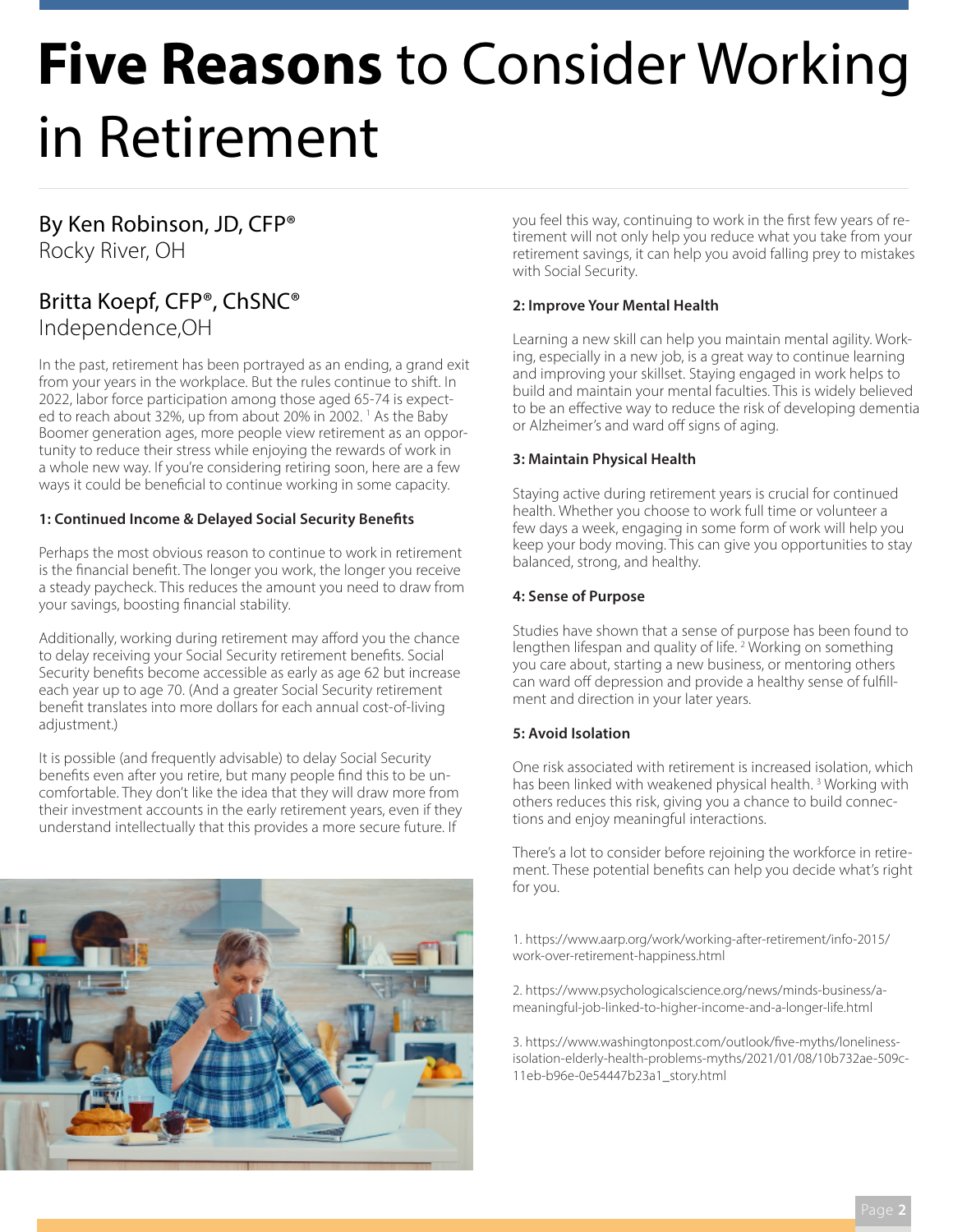# **Five Reasons** to Consider Working in Retirement

By Ken Robinson, JD, CFP®
Rocky River, OH

Britta Koepf, CFP®, ChSNC®
Independence,OH

In the past, retirement has been portrayed as an ending, a grand exit from your years in the workplace. But the rules continue to shift. In 2022, labor force participation among those aged 65-74 is expected to reach about 32%, up from about 20% in 2002. [1] As the Baby Boomer generation ages, more people view retirement as an opportunity to reduce their stress while enjoying the rewards of work in a whole new way. If you're considering retiring soon, here are a few ways it could be beneficial to continue working in some capacity.

**1: Continued Income & Delayed Social Security Benefits**

Perhaps the most obvious reason to continue to work in retirement is the financial benefit. The longer you work, the longer you receive a steady paycheck. This reduces the amount you need to draw from your savings, boosting financial stability.

Additionally, working during retirement may afford you the chance to delay receiving your Social Security retirement benefits. Social Security benefits become accessible as early as age 62 but increase each year up to age 70. (And a greater Social Security retirement benefit translates into more dollars for each annual cost-of-living adjustment.)

It is possible (and frequently advisable) to delay Social Security benefits even after you retire, but many people find this to be uncomfortable. They don't like the idea that they will draw more from their investment accounts in the early retirement years, even if they understand intellectually that this provides a more secure future. If you feel this way, continuing to work in the first few years of retirement will not only help you reduce what you take from your retirement savings, it can help you avoid falling prey to mistakes with Social Security.

**2: Improve Your Mental Health**

Learning a new skill can help you maintain mental agility. Working, especially in a new job, is a great way to continue learning and improving your skillset. Staying engaged in work helps to build and maintain your mental faculties. This is widely believed to be an effective way to reduce the risk of developing dementia or Alzheimer's and ward off signs of aging.

**3: Maintain Physical Health**

Staying active during retirement years is crucial for continued health. Whether you choose to work full time or volunteer a few days a week, engaging in some form of work will help you keep your body moving. This can give you opportunities to stay balanced, strong, and healthy.

**4: Sense of Purpose**

Studies have shown that a sense of purpose has been found to lengthen lifespan and quality of life. [2] Working on something you care about, starting a new business, or mentoring others can ward off depression and provide a healthy sense of fulfillment and direction in your later years.

**5: Avoid Isolation**

One risk associated with retirement is increased isolation, which has been linked with weakened physical health. [3] Working with others reduces this risk, giving you a chance to build connections and enjoy meaningful interactions.

There's a lot to consider before rejoining the workforce in retirement. These potential benefits can help you decide what's right for you.

1. https://www.aarp.org/work/working-after-retirement/info-2015/work-over-retirement-happiness.html

2. https://www.psychologicalscience.org/news/minds-business/a-meaningful-job-linked-to-higher-income-and-a-longer-life.html

3. https://www.washingtonpost.com/outlook/five-myths/loneliness-isolation-elderly-health-problems-myths/2021/01/08/10b732ae-509c-11eb-b96e-0e54447b23a1_story.html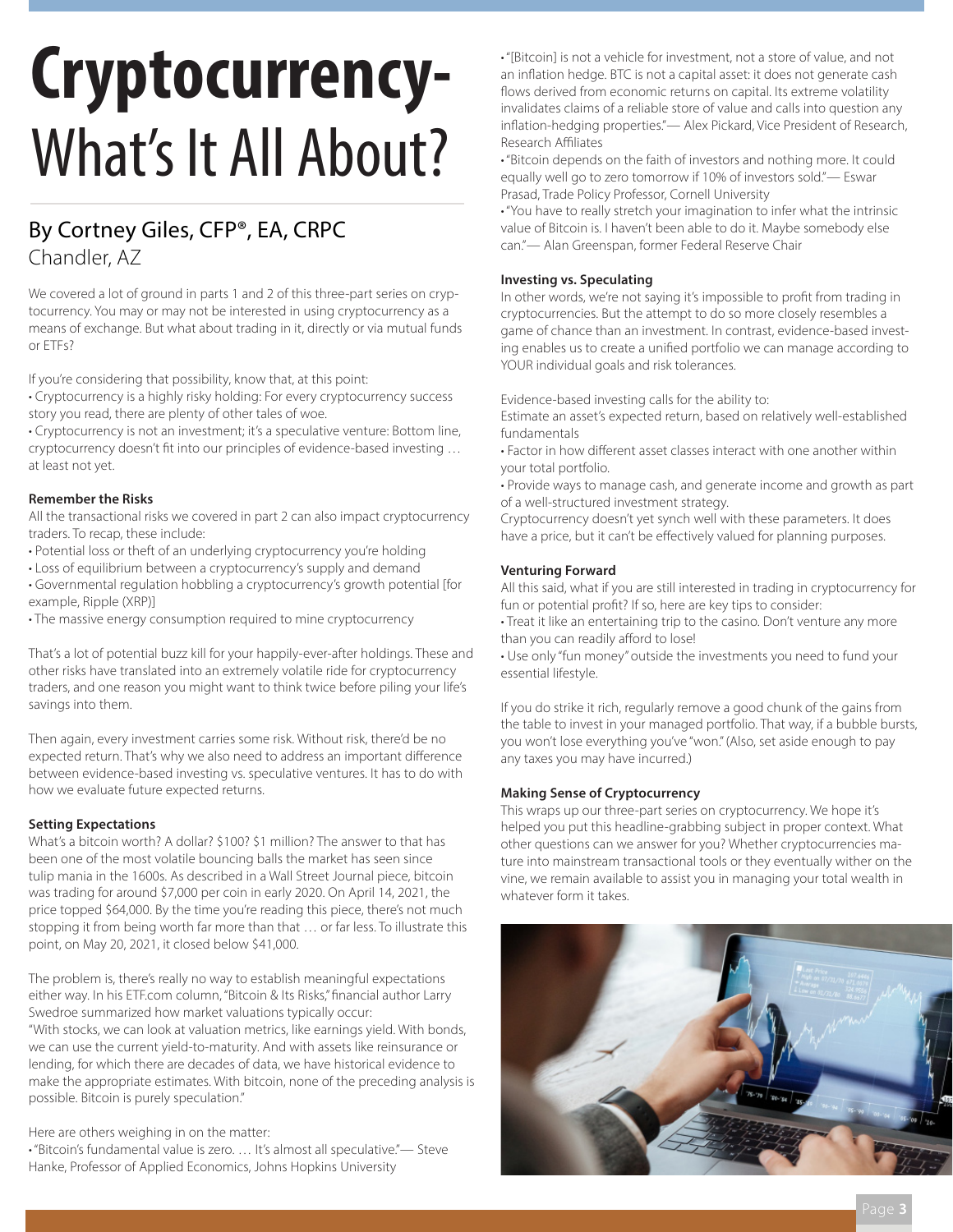# Cryptocurrency- What's It All About?

## By Cortney Giles, CFP®, EA, CRPC
Chandler, AZ

We covered a lot of ground in parts 1 and 2 of this three-part series on cryptocurrency. You may or may not be interested in using cryptocurrency as a means of exchange. But what about trading in it, directly or via mutual funds or ETFs?

If you're considering that possibility, know that, at this point:

- Cryptocurrency is a highly risky holding: For every cryptocurrency success story you read, there are plenty of other tales of woe.
- Cryptocurrency is not an investment; it's a speculative venture: Bottom line, cryptocurrency doesn't fit into our principles of evidence-based investing … at least not yet.

**Remember the Risks**

All the transactional risks we covered in part 2 can also impact cryptocurrency traders. To recap, these include:

- Potential loss or theft of an underlying cryptocurrency you're holding
- Loss of equilibrium between a cryptocurrency's supply and demand
- Governmental regulation hobbling a cryptocurrency's growth potential [for example, Ripple (XRP)]
- The massive energy consumption required to mine cryptocurrency

That's a lot of potential buzz kill for your happily-ever-after holdings. These and other risks have translated into an extremely volatile ride for cryptocurrency traders, and one reason you might want to think twice before piling your life's savings into them.

Then again, every investment carries some risk. Without risk, there'd be no expected return. That's why we also need to address an important difference between evidence-based investing vs. speculative ventures. It has to do with how we evaluate future expected returns.

**Setting Expectations**

What's a bitcoin worth? A dollar? $100? $1 million? The answer to that has been one of the most volatile bouncing balls the market has seen since tulip mania in the 1600s. As described in a Wall Street Journal piece, bitcoin was trading for around $7,000 per coin in early 2020. On April 14, 2021, the price topped $64,000. By the time you're reading this piece, there's not much stopping it from being worth far more than that … or far less. To illustrate this point, on May 20, 2021, it closed below $41,000.

The problem is, there's really no way to establish meaningful expectations either way. In his ETF.com column, "Bitcoin & Its Risks," financial author Larry Swedroe summarized how market valuations typically occur:

"With stocks, we can look at valuation metrics, like earnings yield. With bonds, we can use the current yield-to-maturity. And with assets like reinsurance or lending, for which there are decades of data, we have historical evidence to make the appropriate estimates. With bitcoin, none of the preceding analysis is possible. Bitcoin is purely speculation."

Here are others weighing in on the matter:

- "Bitcoin's fundamental value is zero. … It's almost all speculative."— Steve Hanke, Professor of Applied Economics, Johns Hopkins University
- "[Bitcoin] is not a vehicle for investment, not a store of value, and not an inflation hedge. BTC is not a capital asset: it does not generate cash flows derived from economic returns on capital. Its extreme volatility invalidates claims of a reliable store of value and calls into question any inflation-hedging properties."— Alex Pickard, Vice President of Research, Research Affiliates
- "Bitcoin depends on the faith of investors and nothing more. It could equally well go to zero tomorrow if 10% of investors sold."— Eswar Prasad, Trade Policy Professor, Cornell University
- "You have to really stretch your imagination to infer what the intrinsic value of Bitcoin is. I haven't been able to do it. Maybe somebody else can."— Alan Greenspan, former Federal Reserve Chair

**Investing vs. Speculating**

In other words, we're not saying it's impossible to profit from trading in cryptocurrencies. But the attempt to do so more closely resembles a game of chance than an investment. In contrast, evidence-based investing enables us to create a unified portfolio we can manage according to YOUR individual goals and risk tolerances.

Evidence-based investing calls for the ability to:

Estimate an asset's expected return, based on relatively well-established fundamentals

- Factor in how different asset classes interact with one another within your total portfolio.
- Provide ways to manage cash, and generate income and growth as part of a well-structured investment strategy.

Cryptocurrency doesn't yet synch well with these parameters. It does have a price, but it can't be effectively valued for planning purposes.

**Venturing Forward**

All this said, what if you are still interested in trading in cryptocurrency for fun or potential profit? If so, here are key tips to consider:

- Treat it like an entertaining trip to the casino. Don't venture any more than you can readily afford to lose!
- Use only "fun money" outside the investments you need to fund your essential lifestyle.

If you do strike it rich, regularly remove a good chunk of the gains from the table to invest in your managed portfolio. That way, if a bubble bursts, you won't lose everything you've "won." (Also, set aside enough to pay any taxes you may have incurred.)

**Making Sense of Cryptocurrency**

This wraps up our three-part series on cryptocurrency. We hope it's helped you put this headline-grabbing subject in proper context. What other questions can we answer for you? Whether cryptocurrencies mature into mainstream transactional tools or they eventually wither on the vine, we remain available to assist you in managing your total wealth in whatever form it takes.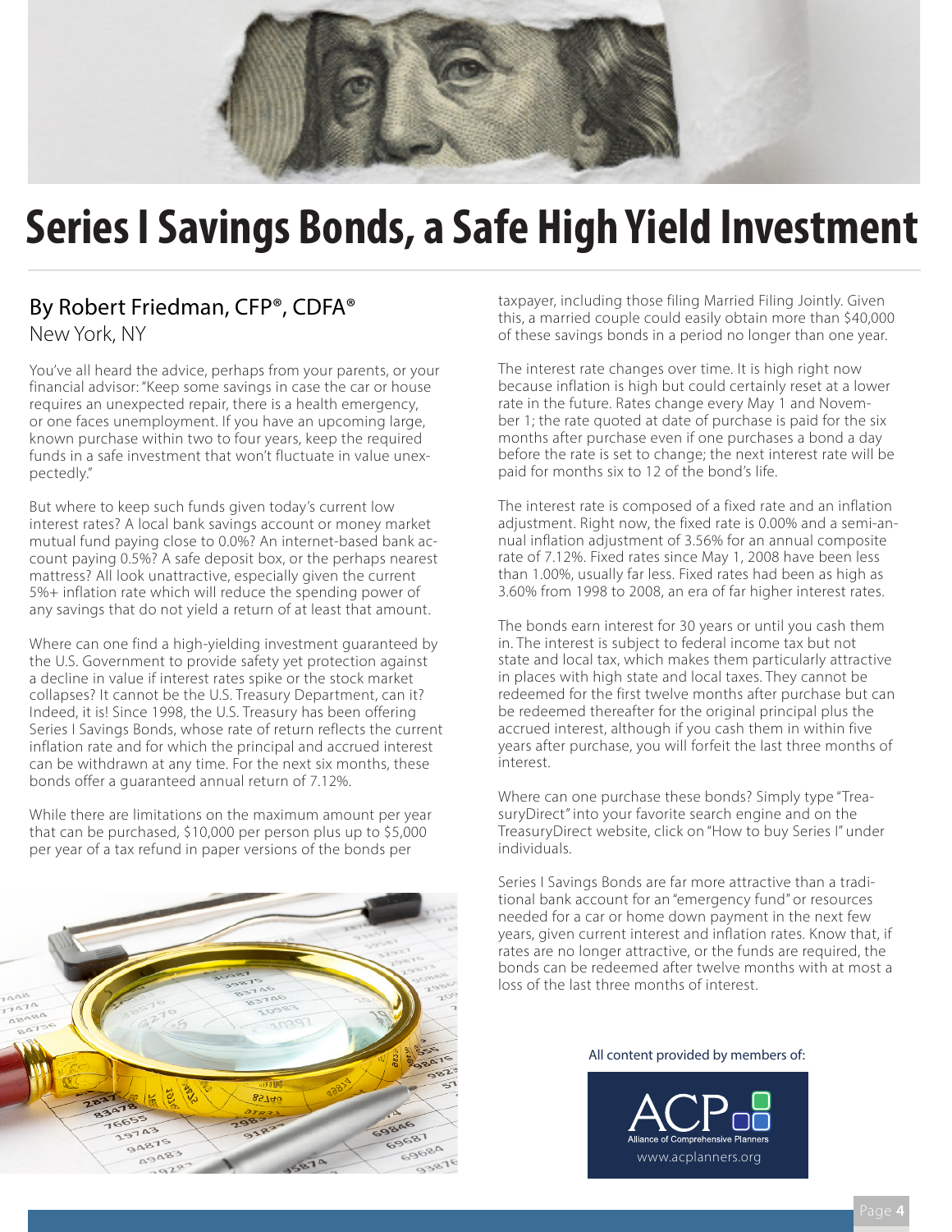# Series I Savings Bonds, a Safe High Yield Investment

## By Robert Friedman, CFP®, CDFA®

New York, NY

You've all heard the advice, perhaps from your parents, or your financial advisor: "Keep some savings in case the car or house requires an unexpected repair, there is a health emergency, or one faces unemployment. If you have an upcoming large, known purchase within two to four years, keep the required funds in a safe investment that won't fluctuate in value unexpectedly."

But where to keep such funds given today's current low interest rates? A local bank savings account or money market mutual fund paying close to 0.0%? An internet-based bank account paying 0.5%? A safe deposit box, or the perhaps nearest mattress? All look unattractive, especially given the current 5%+ inflation rate which will reduce the spending power of any savings that do not yield a return of at least that amount.

Where can one find a high-yielding investment guaranteed by the U.S. Government to provide safety yet protection against a decline in value if interest rates spike or the stock market collapses? It cannot be the U.S. Treasury Department, can it? Indeed, it is! Since 1998, the U.S. Treasury has been offering Series I Savings Bonds, whose rate of return reflects the current inflation rate and for which the principal and accrued interest can be withdrawn at any time. For the next six months, these bonds offer a guaranteed annual return of 7.12%.

While there are limitations on the maximum amount per year that can be purchased, $10,000 per person plus up to $5,000 per year of a tax refund in paper versions of the bonds per taxpayer, including those filing Married Filing Jointly. Given this, a married couple could easily obtain more than $40,000 of these savings bonds in a period no longer than one year.

The interest rate changes over time. It is high right now because inflation is high but could certainly reset at a lower rate in the future. Rates change every May 1 and November 1; the rate quoted at date of purchase is paid for the six months after purchase even if one purchases a bond a day before the rate is set to change; the next interest rate will be paid for months six to 12 of the bond's life.

The interest rate is composed of a fixed rate and an inflation adjustment. Right now, the fixed rate is 0.00% and a semi-annual inflation adjustment of 3.56% for an annual composite rate of 7.12%. Fixed rates since May 1, 2008 have been less than 1.00%, usually far less. Fixed rates had been as high as 3.60% from 1998 to 2008, an era of far higher interest rates.

The bonds earn interest for 30 years or until you cash them in. The interest is subject to federal income tax but not state and local tax, which makes them particularly attractive in places with high state and local taxes. They cannot be redeemed for the first twelve months after purchase but can be redeemed thereafter for the original principal plus the accrued interest, although if you cash them in within five years after purchase, you will forfeit the last three months of interest.

Where can one purchase these bonds? Simply type "TreasuryDirect" into your favorite search engine and on the TreasuryDirect website, click on "How to buy Series I" under individuals.

Series I Savings Bonds are far more attractive than a traditional bank account for an "emergency fund" or resources needed for a car or home down payment in the next few years, given current interest and inflation rates. Know that, if rates are no longer attractive, or the funds are required, the bonds can be redeemed after twelve months with at most a loss of the last three months of interest.

All content provided by members of:

ACP Alliance of Comprehensive Planners

www.acplanners.org